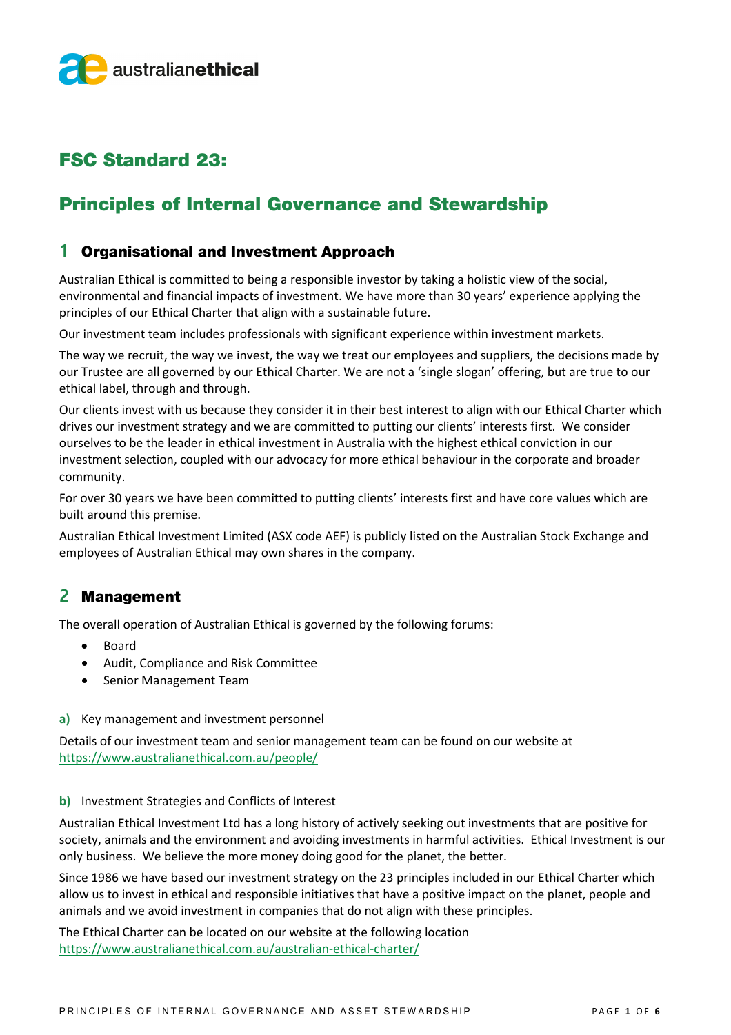# FSC Standard 23:

# Principles of Internal Governance and Stewardship

## 1 Organisational and Investment Approach

Australian Ethical is committed to being a responsible investor by taking a holistic view of the social, environmental and financial impacts of investment. We have more than 30 years' experience applying the principles of our Ethical Charter that align with a sustainable future.

Our investment team includes professionals with significant experience within investment markets.

The way we recruit, the way we invest, the way we treat our employees and suppliers, the decisions made by our Trustee are all governed by our Ethical Charter. We are not a 'single slogan' offering, but are true to our ethical label, through and through.

Our clients invest with us because they consider it in their best interest to align with our Ethical Charter which drives our investment strategy and we are committed to putting our clients' interests first. We consider ourselves to be the leader in ethical investment in Australia with the highest ethical conviction in our investment selection, coupled with our advocacy for more ethical behaviour in the corporate and broader community.

For over 30 years we have been committed to putting clients' interests first and have core values which are built around this premise.

Australian Ethical Investment Limited (ASX code AEF) is publicly listed on the Australian Stock Exchange and employees of Australian Ethical may own shares in the company.

## 2 Management

The overall operation of Australian Ethical is governed by the following forums:

- Board
- Audit, Compliance and Risk Committee
- Senior Management Team

### a) Key management and investment personnel

Details of our investment team and senior management team can be found on our website at https://www.australianethical.com.au/people/

### b) Investment Strategies and Conflicts of Interest

Australian Ethical Investment Ltd has a long history of actively seeking out investments that are positive for society, animals and the environment and avoiding investments in harmful activities. Ethical Investment is our only business. We believe the more money doing good for the planet, the better.

Since 1986 we have based our investment strategy on the 23 principles included in our Ethical Charter which allow us to invest in ethical and responsible initiatives that have a positive impact on the planet, people and animals and we avoid investment in companies that do not align with these principles.

The Ethical Charter can be located on our website at the following location https://www.australianethical.com.au/australian-ethical-charter/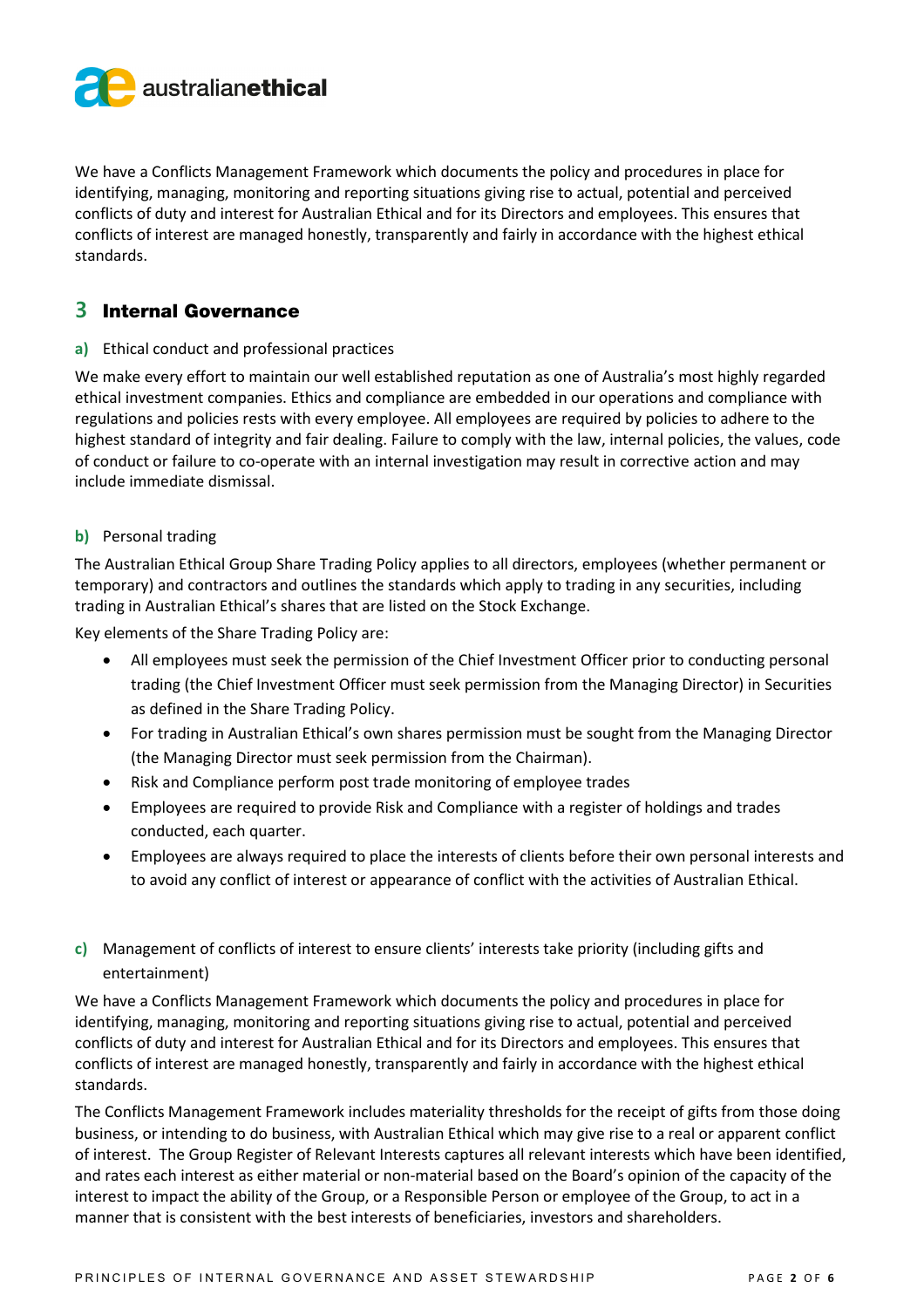We have a Conflicts Management Framework which documents the policy and procedures in place for identifying, managing, monitoring and reporting situations giving rise to actual, potential and perceived conflicts of duty and interest for Australian Ethical and for its Directors and employees. This ensures that conflicts of interest are managed honestly, transparently and fairly in accordance with the highest ethical standards.

## 3 Internal Governance

**a)** Ethical conduct and professional practices

We make every effort to maintain our well established reputation as one of Australia's most highly regarded ethical investment companies. Ethics and compliance are embedded in our operations and compliance with regulations and policies rests with every employee. All employees are required by policies to adhere to the highest standard of integrity and fair dealing. Failure to comply with the law, internal policies, the values, code of conduct or failure to co-operate with an internal investigation may result in corrective action and may include immediate dismissal.

**b)** Personal trading

The Australian Ethical Group Share Trading Policy applies to all directors, employees (whether permanent or temporary) and contractors and outlines the standards which apply to trading in any securities, including trading in Australian Ethical's shares that are listed on the Stock Exchange.

Key elements of the Share Trading Policy are:

- All employees must seek the permission of the Chief Investment Officer prior to conducting personal trading (the Chief Investment Officer must seek permission from the Managing Director) in Securities as defined in the Share Trading Policy.
- For trading in Australian Ethical's own shares permission must be sought from the Managing Director (the Managing Director must seek permission from the Chairman).
- Risk and Compliance perform post trade monitoring of employee trades
- Employees are required to provide Risk and Compliance with a register of holdings and trades conducted, each quarter.
- Employees are always required to place the interests of clients before their own personal interests and to avoid any conflict of interest or appearance of conflict with the activities of Australian Ethical.

**c)** Management of conflicts of interest to ensure clients' interests take priority (including gifts and entertainment)

We have a Conflicts Management Framework which documents the policy and procedures in place for identifying, managing, monitoring and reporting situations giving rise to actual, potential and perceived conflicts of duty and interest for Australian Ethical and for its Directors and employees. This ensures that conflicts of interest are managed honestly, transparently and fairly in accordance with the highest ethical standards.

The Conflicts Management Framework includes materiality thresholds for the receipt of gifts from those doing business, or intending to do business, with Australian Ethical which may give rise to a real or apparent conflict of interest. The Group Register of Relevant Interests captures all relevant interests which have been identified, and rates each interest as either material or non-material based on the Board's opinion of the capacity of the interest to impact the ability of the Group, or a Responsible Person or employee of the Group, to act in a manner that is consistent with the best interests of beneficiaries, investors and shareholders.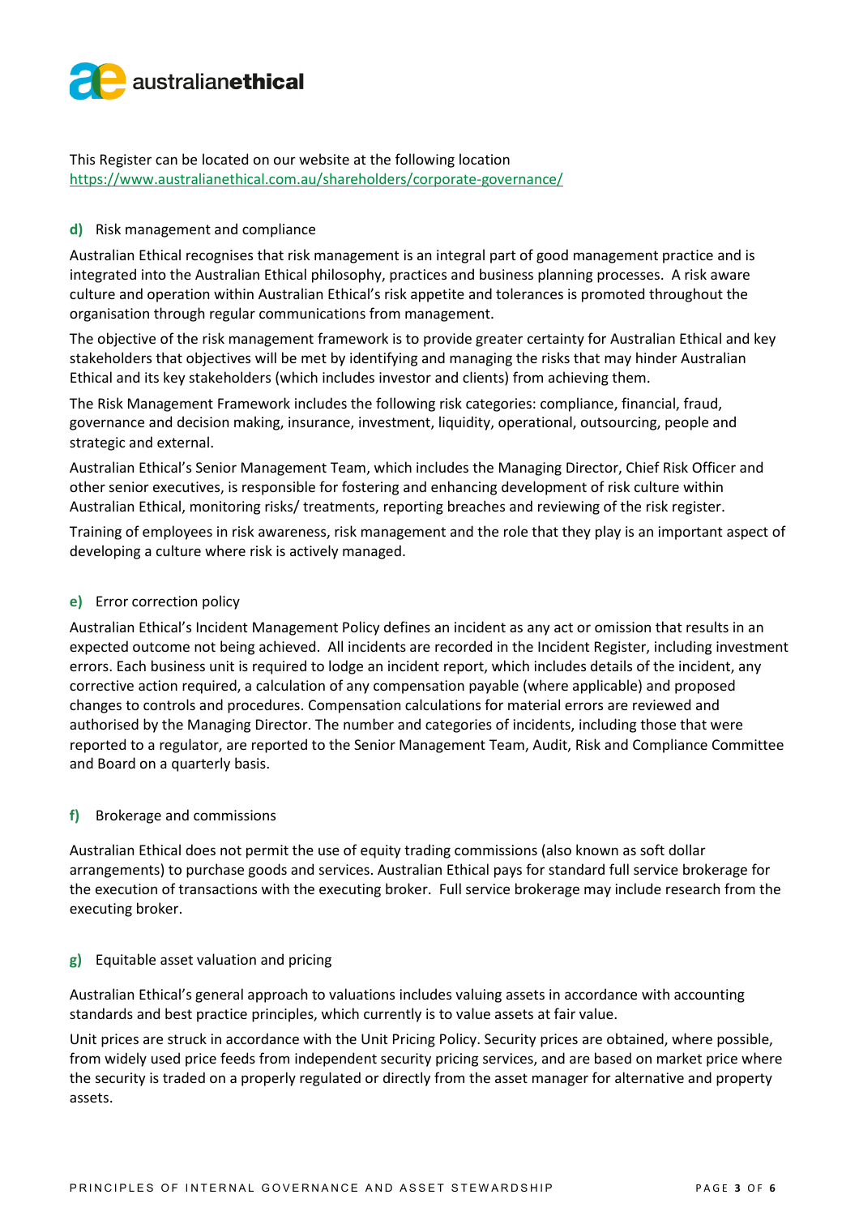This Register can be located on our website at the following location https://www.australianethical.com.au/shareholders/corporate-governance/

### d) Risk management and compliance

Australian Ethical recognises that risk management is an integral part of good management practice and is integrated into the Australian Ethical philosophy, practices and business planning processes. A risk aware culture and operation within Australian Ethical's risk appetite and tolerances is promoted throughout the organisation through regular communications from management.

The objective of the risk management framework is to provide greater certainty for Australian Ethical and key stakeholders that objectives will be met by identifying and managing the risks that may hinder Australian Ethical and its key stakeholders (which includes investor and clients) from achieving them.

The Risk Management Framework includes the following risk categories: compliance, financial, fraud, governance and decision making, insurance, investment, liquidity, operational, outsourcing, people and strategic and external.

Australian Ethical's Senior Management Team, which includes the Managing Director, Chief Risk Officer and other senior executives, is responsible for fostering and enhancing development of risk culture within Australian Ethical, monitoring risks/ treatments, reporting breaches and reviewing of the risk register.

Training of employees in risk awareness, risk management and the role that they play is an important aspect of developing a culture where risk is actively managed.

### e) Error correction policy

Australian Ethical's Incident Management Policy defines an incident as any act or omission that results in an expected outcome not being achieved. All incidents are recorded in the Incident Register, including investment errors. Each business unit is required to lodge an incident report, which includes details of the incident, any corrective action required, a calculation of any compensation payable (where applicable) and proposed changes to controls and procedures. Compensation calculations for material errors are reviewed and authorised by the Managing Director. The number and categories of incidents, including those that were reported to a regulator, are reported to the Senior Management Team, Audit, Risk and Compliance Committee and Board on a quarterly basis.

### f) Brokerage and commissions

Australian Ethical does not permit the use of equity trading commissions (also known as soft dollar arrangements) to purchase goods and services. Australian Ethical pays for standard full service brokerage for the execution of transactions with the executing broker. Full service brokerage may include research from the executing broker.

### g) Equitable asset valuation and pricing

Australian Ethical's general approach to valuations includes valuing assets in accordance with accounting standards and best practice principles, which currently is to value assets at fair value.

Unit prices are struck in accordance with the Unit Pricing Policy. Security prices are obtained, where possible, from widely used price feeds from independent security pricing services, and are based on market price where the security is traded on a properly regulated or directly from the asset manager for alternative and property assets.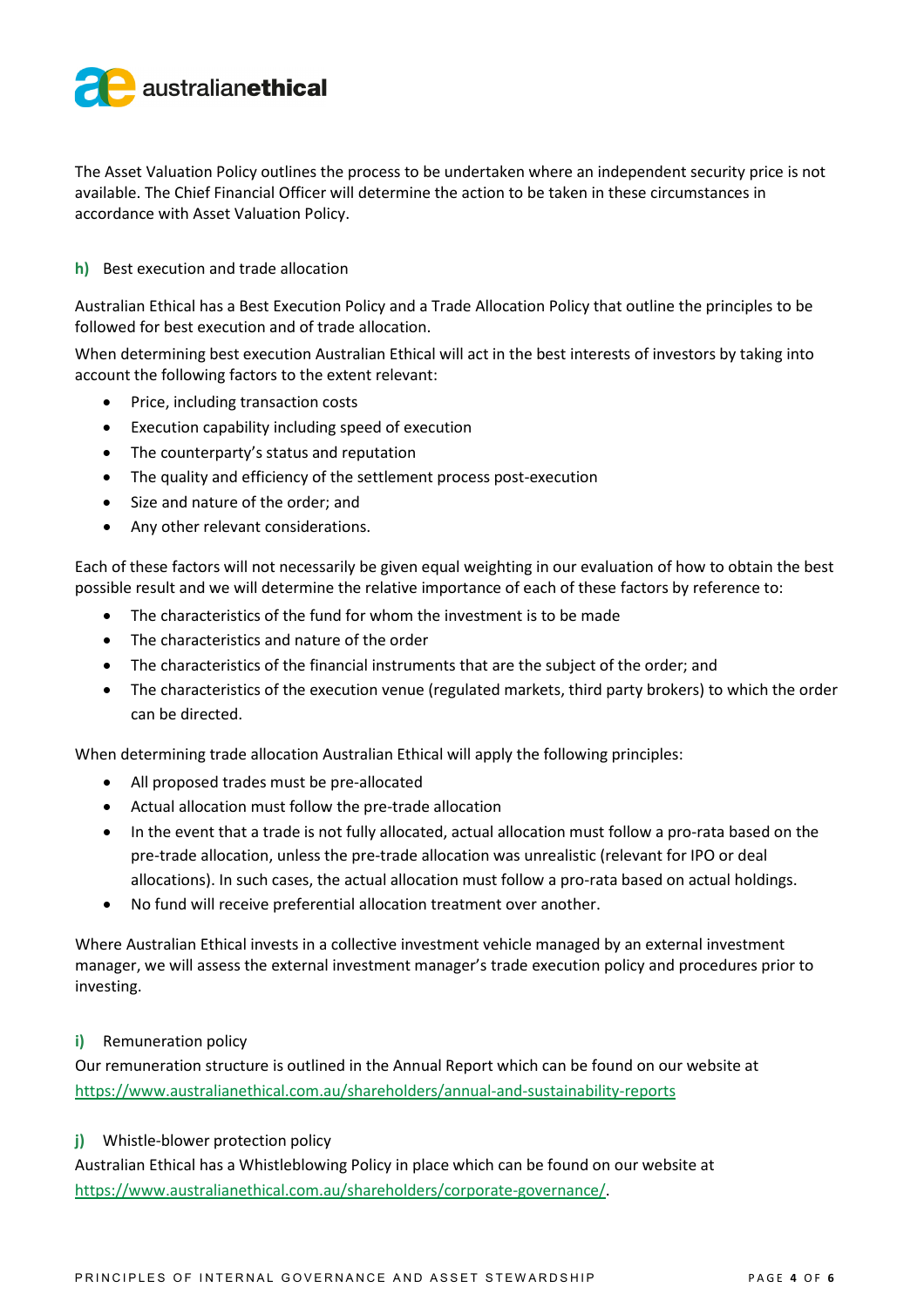The Asset Valuation Policy outlines the process to be undertaken where an independent security price is not available. The Chief Financial Officer will determine the action to be taken in these circumstances in accordance with Asset Valuation Policy.

### h) Best execution and trade allocation

Australian Ethical has a Best Execution Policy and a Trade Allocation Policy that outline the principles to be followed for best execution and of trade allocation.

When determining best execution Australian Ethical will act in the best interests of investors by taking into account the following factors to the extent relevant:

- Price, including transaction costs
- Execution capability including speed of execution
- The counterparty's status and reputation
- The quality and efficiency of the settlement process post-execution
- Size and nature of the order; and
- Any other relevant considerations.

Each of these factors will not necessarily be given equal weighting in our evaluation of how to obtain the best possible result and we will determine the relative importance of each of these factors by reference to:

- The characteristics of the fund for whom the investment is to be made
- The characteristics and nature of the order
- The characteristics of the financial instruments that are the subject of the order; and
- The characteristics of the execution venue (regulated markets, third party brokers) to which the order can be directed.

When determining trade allocation Australian Ethical will apply the following principles:

- All proposed trades must be pre-allocated
- Actual allocation must follow the pre-trade allocation
- In the event that a trade is not fully allocated, actual allocation must follow a pro-rata based on the pre-trade allocation, unless the pre-trade allocation was unrealistic (relevant for IPO or deal allocations). In such cases, the actual allocation must follow a pro-rata based on actual holdings.
- No fund will receive preferential allocation treatment over another.

Where Australian Ethical invests in a collective investment vehicle managed by an external investment manager, we will assess the external investment manager's trade execution policy and procedures prior to investing.

### i) Remuneration policy

Our remuneration structure is outlined in the Annual Report which can be found on our website at https://www.australianethical.com.au/shareholders/annual-and-sustainability-reports

### j) Whistle-blower protection policy

Australian Ethical has a Whistleblowing Policy in place which can be found on our website at https://www.australianethical.com.au/shareholders/corporate-governance/.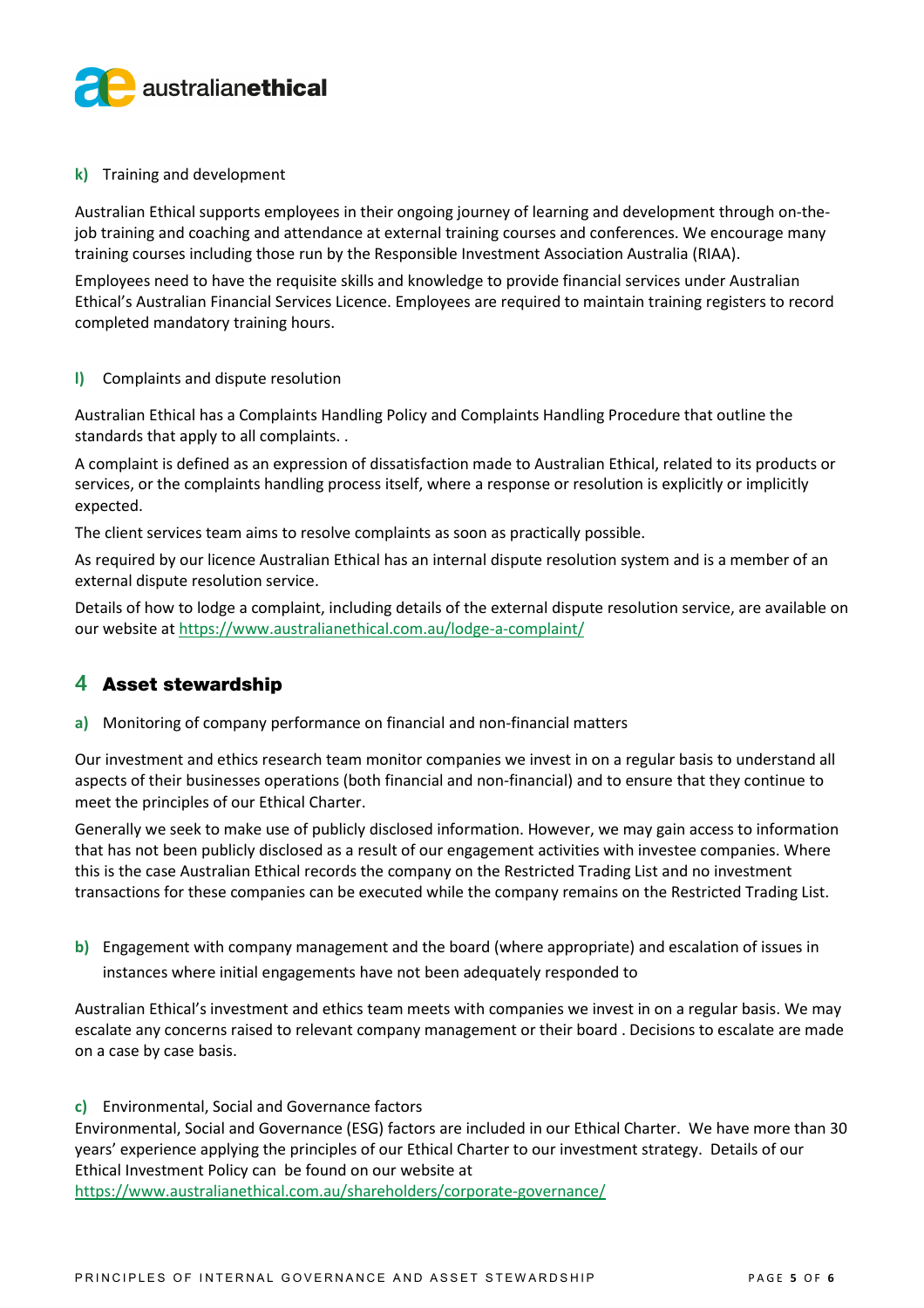**k)** Training and development

Australian Ethical supports employees in their ongoing journey of learning and development through on-the-job training and coaching and attendance at external training courses and conferences. We encourage many training courses including those run by the Responsible Investment Association Australia (RIAA).

Employees need to have the requisite skills and knowledge to provide financial services under Australian Ethical's Australian Financial Services Licence. Employees are required to maintain training registers to record completed mandatory training hours.

**l)** Complaints and dispute resolution

Australian Ethical has a Complaints Handling Policy and Complaints Handling Procedure that outline the standards that apply to all complaints. .

A complaint is defined as an expression of dissatisfaction made to Australian Ethical, related to its products or services, or the complaints handling process itself, where a response or resolution is explicitly or implicitly expected.

The client services team aims to resolve complaints as soon as practically possible.

As required by our licence Australian Ethical has an internal dispute resolution system and is a member of an external dispute resolution service.

Details of how to lodge a complaint, including details of the external dispute resolution service, are available on our website at https://www.australianethical.com.au/lodge-a-complaint/

## 4 Asset stewardship

**a)** Monitoring of company performance on financial and non-financial matters

Our investment and ethics research team monitor companies we invest in on a regular basis to understand all aspects of their businesses operations (both financial and non-financial) and to ensure that they continue to meet the principles of our Ethical Charter.

Generally we seek to make use of publicly disclosed information. However, we may gain access to information that has not been publicly disclosed as a result of our engagement activities with investee companies. Where this is the case Australian Ethical records the company on the Restricted Trading List and no investment transactions for these companies can be executed while the company remains on the Restricted Trading List.

**b)** Engagement with company management and the board (where appropriate) and escalation of issues in instances where initial engagements have not been adequately responded to

Australian Ethical's investment and ethics team meets with companies we invest in on a regular basis. We may escalate any concerns raised to relevant company management or their board . Decisions to escalate are made on a case by case basis.

**c)** Environmental, Social and Governance factors

Environmental, Social and Governance (ESG) factors are included in our Ethical Charter. We have more than 30 years' experience applying the principles of our Ethical Charter to our investment strategy. Details of our Ethical Investment Policy can be found on our website at https://www.australianethical.com.au/shareholders/corporate-governance/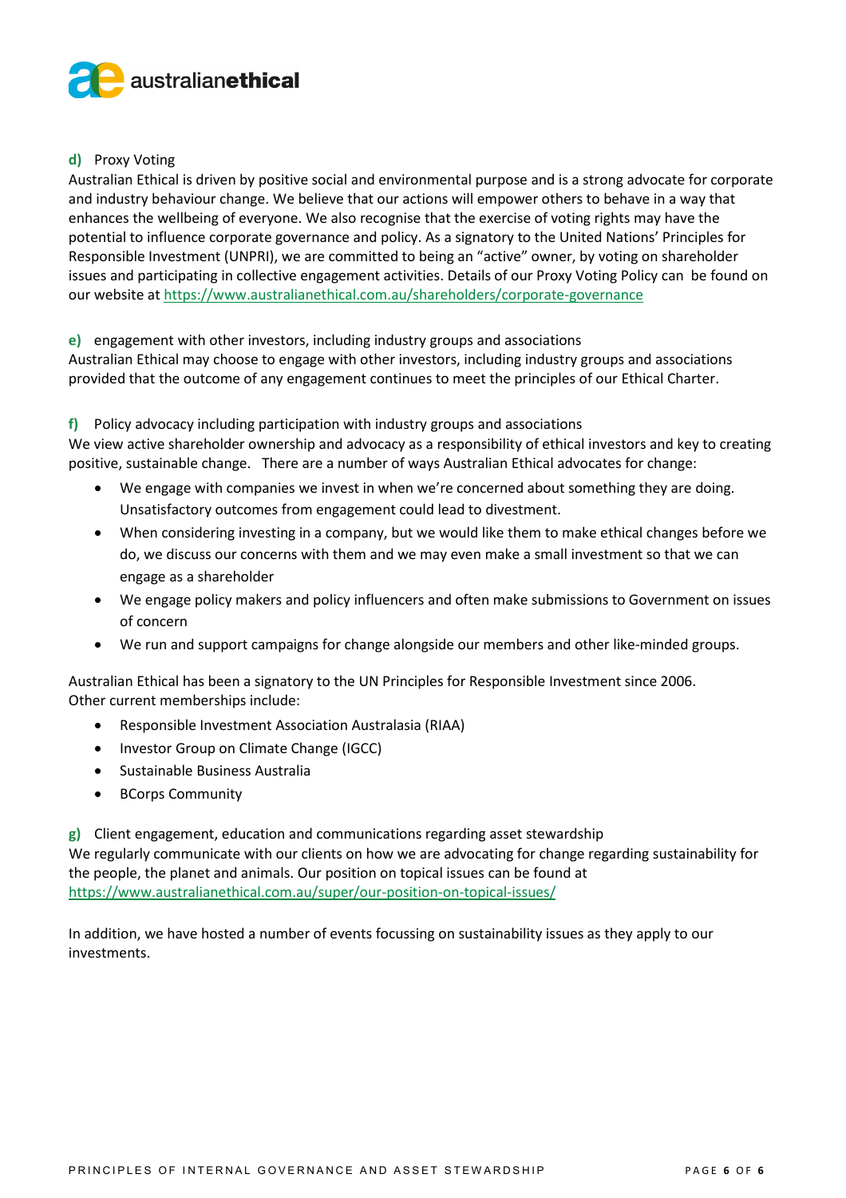**d)** Proxy Voting

Australian Ethical is driven by positive social and environmental purpose and is a strong advocate for corporate and industry behaviour change. We believe that our actions will empower others to behave in a way that enhances the wellbeing of everyone. We also recognise that the exercise of voting rights may have the potential to influence corporate governance and policy. As a signatory to the United Nations' Principles for Responsible Investment (UNPRI), we are committed to being an "active" owner, by voting on shareholder issues and participating in collective engagement activities. Details of our Proxy Voting Policy can be found on our website at https://www.australianethical.com.au/shareholders/corporate-governance

**e)** engagement with other investors, including industry groups and associations

Australian Ethical may choose to engage with other investors, including industry groups and associations provided that the outcome of any engagement continues to meet the principles of our Ethical Charter.

**f)** Policy advocacy including participation with industry groups and associations

We view active shareholder ownership and advocacy as a responsibility of ethical investors and key to creating positive, sustainable change. There are a number of ways Australian Ethical advocates for change:

- We engage with companies we invest in when we're concerned about something they are doing. Unsatisfactory outcomes from engagement could lead to divestment.
- When considering investing in a company, but we would like them to make ethical changes before we do, we discuss our concerns with them and we may even make a small investment so that we can engage as a shareholder
- We engage policy makers and policy influencers and often make submissions to Government on issues of concern
- We run and support campaigns for change alongside our members and other like-minded groups.

Australian Ethical has been a signatory to the UN Principles for Responsible Investment since 2006.
Other current memberships include:

- Responsible Investment Association Australasia (RIAA)
- Investor Group on Climate Change (IGCC)
- Sustainable Business Australia
- BCorps Community

**g)** Client engagement, education and communications regarding asset stewardship

We regularly communicate with our clients on how we are advocating for change regarding sustainability for the people, the planet and animals. Our position on topical issues can be found at https://www.australianethical.com.au/super/our-position-on-topical-issues/

In addition, we have hosted a number of events focussing on sustainability issues as they apply to our investments.